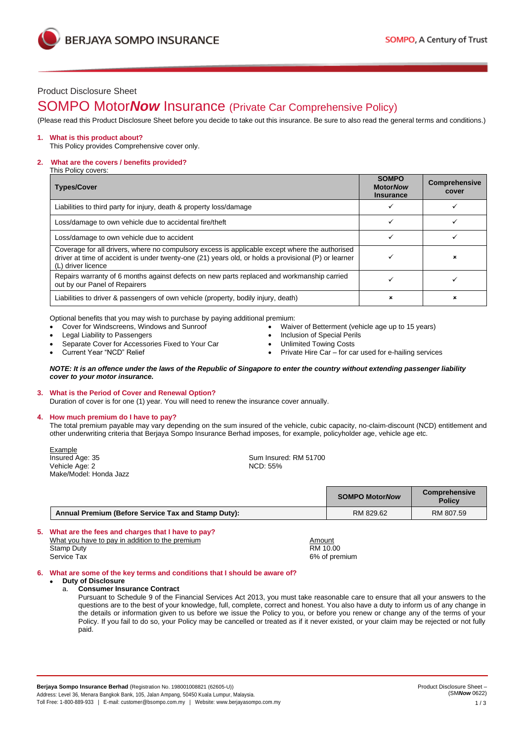Product Disclosure Sheet

# SOMPO Motor***Now*** Insurance (Private Car Comprehensive Policy)

(Please read this Product Disclosure Sheet before you decide to take out this insurance. Be sure to also read the general terms and conditions.)

## 1. What is this product about?

This Policy provides Comprehensive cover only.

## 2. What are the covers / benefits provided?

This Policy covers:

| Types/Cover | SOMPO Motor*Now* Insurance | Comprehensive cover |
|---|---|---|
| Liabilities to third party for injury, death & property loss/damage | ✓ | ✓ |
| Loss/damage to own vehicle due to accidental fire/theft | ✓ | ✓ |
| Loss/damage to own vehicle due to accident | ✓ | ✓ |
| Coverage for all drivers, where no compulsory excess is applicable except where the authorised driver at time of accident is under twenty-one (21) years old, or holds a provisional (P) or learner (L) driver licence | ✓ | × |
| Repairs warranty of 6 months against defects on new parts replaced and workmanship carried out by our Panel of Repairers | ✓ | ✓ |
| Liabilities to driver & passengers of own vehicle (property, bodily injury, death) | × | × |

Optional benefits that you may wish to purchase by paying additional premium:

- Cover for Windscreens, Windows and Sunroof
- Legal Liability to Passengers
- Separate Cover for Accessories Fixed to Your Car
- Current Year "NCD" Relief
- Waiver of Betterment (vehicle age up to 15 years)
- Inclusion of Special Perils
- Unlimited Towing Costs
- Private Hire Car – for car used for e-hailing services

***NOTE: It is an offence under the laws of the Republic of Singapore to enter the country without extending passenger liability cover to your motor insurance.***

## 3. What is the Period of Cover and Renewal Option?

Duration of cover is for one (1) year. You will need to renew the insurance cover annually.

## 4. How much premium do I have to pay?

The total premium payable may vary depending on the sum insured of the vehicle, cubic capacity, no-claim-discount (NCD) entitlement and other underwriting criteria that Berjaya Sompo Insurance Berhad imposes, for example, policyholder age, vehicle age etc.

Example
Insured Age: 35
Vehicle Age: 2
Make/Model: Honda Jazz
Sum Insured: RM 51700
NCD: 55%

| | SOMPO Motor*Now* | Comprehensive Policy |
|---|---|---|
| **Annual Premium (Before Service Tax and Stamp Duty):** | RM 829.62 | RM 807.59 |

## 5. What are the fees and charges that I have to pay?

| What you have to pay in addition to the premium | Amount |
|---|---|
| Stamp Duty | RM 10.00 |
| Service Tax | 6% of premium |

## 6. What are some of the key terms and conditions that I should be aware of?

- **Duty of Disclosure**
  a. **Consumer Insurance Contract**
  Pursuant to Schedule 9 of the Financial Services Act 2013, you must take reasonable care to ensure that all your answers to the questions are to the best of your knowledge, full, complete, correct and honest. You also have a duty to inform us of any change in the details or information given to us before we issue the Policy to you, or before you renew or change any of the terms of your Policy. If you fail to do so, your Policy may be cancelled or treated as if it never existed, or your claim may be rejected or not fully paid.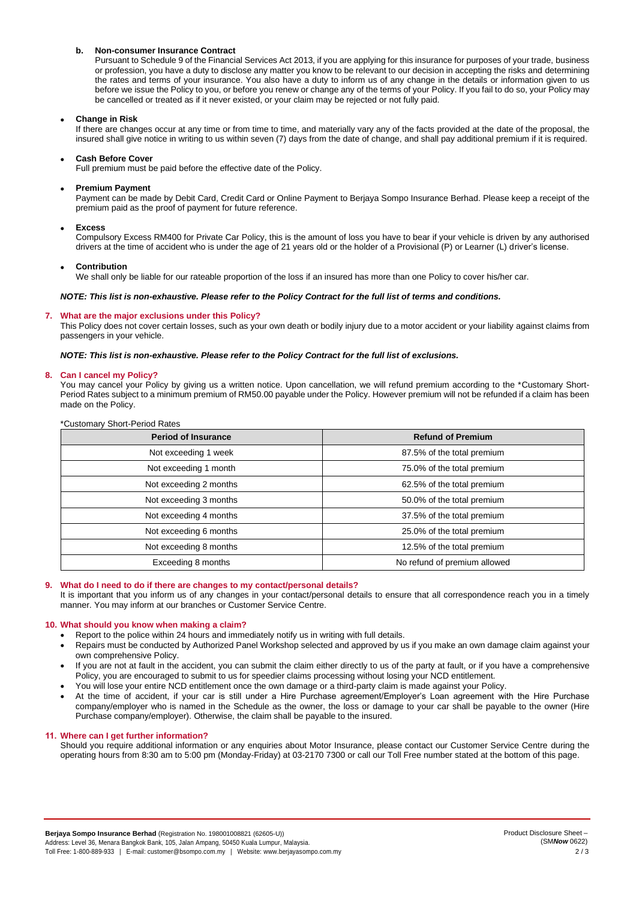**b. Non-consumer Insurance Contract**

Pursuant to Schedule 9 of the Financial Services Act 2013, if you are applying for this insurance for purposes of your trade, business or profession, you have a duty to disclose any matter you know to be relevant to our decision in accepting the risks and determining the rates and terms of your insurance. You also have a duty to inform us of any change in the details or information given to us before we issue the Policy to you, or before you renew or change any of the terms of your Policy. If you fail to do so, your Policy may be cancelled or treated as if it never existed, or your claim may be rejected or not fully paid.

- **Change in Risk**

  If there are changes occur at any time or from time to time, and materially vary any of the facts provided at the date of the proposal, the insured shall give notice in writing to us within seven (7) days from the date of change, and shall pay additional premium if it is required.

- **Cash Before Cover**

  Full premium must be paid before the effective date of the Policy.

- **Premium Payment**

  Payment can be made by Debit Card, Credit Card or Online Payment to Berjaya Sompo Insurance Berhad. Please keep a receipt of the premium paid as the proof of payment for future reference.

- **Excess**

  Compulsory Excess RM400 for Private Car Policy, this is the amount of loss you have to bear if your vehicle is driven by any authorised drivers at the time of accident who is under the age of 21 years old or the holder of a Provisional (P) or Learner (L) driver's license.

- **Contribution**

  We shall only be liable for our rateable proportion of the loss if an insured has more than one Policy to cover his/her car.

***NOTE: This list is non-exhaustive. Please refer to the Policy Contract for the full list of terms and conditions.***

## 7. What are the major exclusions under this Policy?

This Policy does not cover certain losses, such as your own death or bodily injury due to a motor accident or your liability against claims from passengers in your vehicle.

***NOTE: This list is non-exhaustive. Please refer to the Policy Contract for the full list of exclusions.***

## 8. Can I cancel my Policy?

You may cancel your Policy by giving us a written notice. Upon cancellation, we will refund premium according to the *Customary Short-Period Rates subject to a minimum premium of RM50.00 payable under the Policy. However premium will not be refunded if a claim has been made on the Policy.

*Customary Short-Period Rates

| Period of Insurance | Refund of Premium |
|---|---|
| Not exceeding 1 week | 87.5% of the total premium |
| Not exceeding 1 month | 75.0% of the total premium |
| Not exceeding 2 months | 62.5% of the total premium |
| Not exceeding 3 months | 50.0% of the total premium |
| Not exceeding 4 months | 37.5% of the total premium |
| Not exceeding 6 months | 25.0% of the total premium |
| Not exceeding 8 months | 12.5% of the total premium |
| Exceeding 8 months | No refund of premium allowed |

## 9. What do I need to do if there are changes to my contact/personal details?

It is important that you inform us of any changes in your contact/personal details to ensure that all correspondence reach you in a timely manner. You may inform at our branches or Customer Service Centre.

## 10. What should you know when making a claim?

- Report to the police within 24 hours and immediately notify us in writing with full details.
- Repairs must be conducted by Authorized Panel Workshop selected and approved by us if you make an own damage claim against your own comprehensive Policy.
- If you are not at fault in the accident, you can submit the claim either directly to us of the party at fault, or if you have a comprehensive Policy, you are encouraged to submit to us for speedier claims processing without losing your NCD entitlement.
- You will lose your entire NCD entitlement once the own damage or a third-party claim is made against your Policy.
- At the time of accident, if your car is still under a Hire Purchase agreement/Employer's Loan agreement with the Hire Purchase company/employer who is named in the Schedule as the owner, the loss or damage to your car shall be payable to the owner (Hire Purchase company/employer). Otherwise, the claim shall be payable to the insured.

## 11. Where can I get further information?

Should you require additional information or any enquiries about Motor Insurance, please contact our Customer Service Centre during the operating hours from 8:30 am to 5:00 pm (Monday-Friday) at 03-2170 7300 or call our Toll Free number stated at the bottom of this page.

**Berjaya Sompo Insurance Berhad** (Registration No. 198001008821 (62605-U))
Address: Level 36, Menara Bangkok Bank, 105, Jalan Ampang, 50450 Kuala Lumpur, Malaysia.
Toll Free: 1-800-889-933 | E-mail: customer@bsompo.com.my | Website: www.berjayasompo.com.my

Product Disclosure Sheet – (SM*Now* 0622)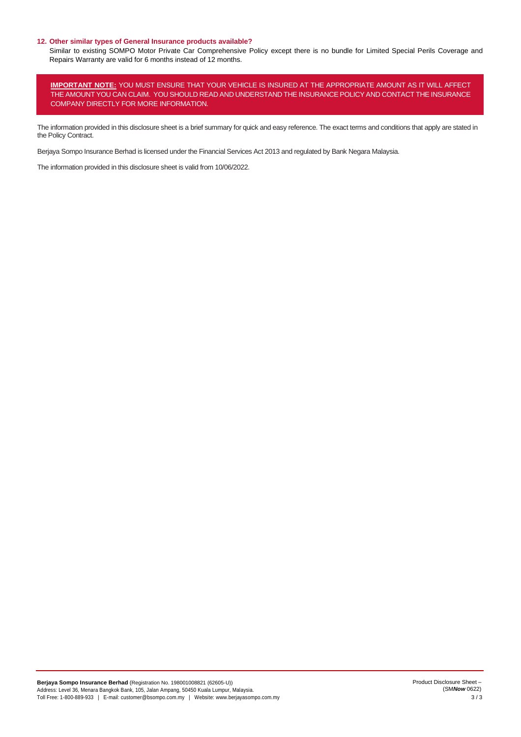### 12. Other similar types of General Insurance products available?

Similar to existing SOMPO Motor Private Car Comprehensive Policy except there is no bundle for Limited Special Perils Coverage and Repairs Warranty are valid for 6 months instead of 12 months.

**IMPORTANT NOTE:** YOU MUST ENSURE THAT YOUR VEHICLE IS INSURED AT THE APPROPRIATE AMOUNT AS IT WILL AFFECT THE AMOUNT YOU CAN CLAIM. YOU SHOULD READ AND UNDERSTAND THE INSURANCE POLICY AND CONTACT THE INSURANCE COMPANY DIRECTLY FOR MORE INFORMATION.

The information provided in this disclosure sheet is a brief summary for quick and easy reference. The exact terms and conditions that apply are stated in the Policy Contract.

Berjaya Sompo Insurance Berhad is licensed under the Financial Services Act 2013 and regulated by Bank Negara Malaysia.

The information provided in this disclosure sheet is valid from 10/06/2022.